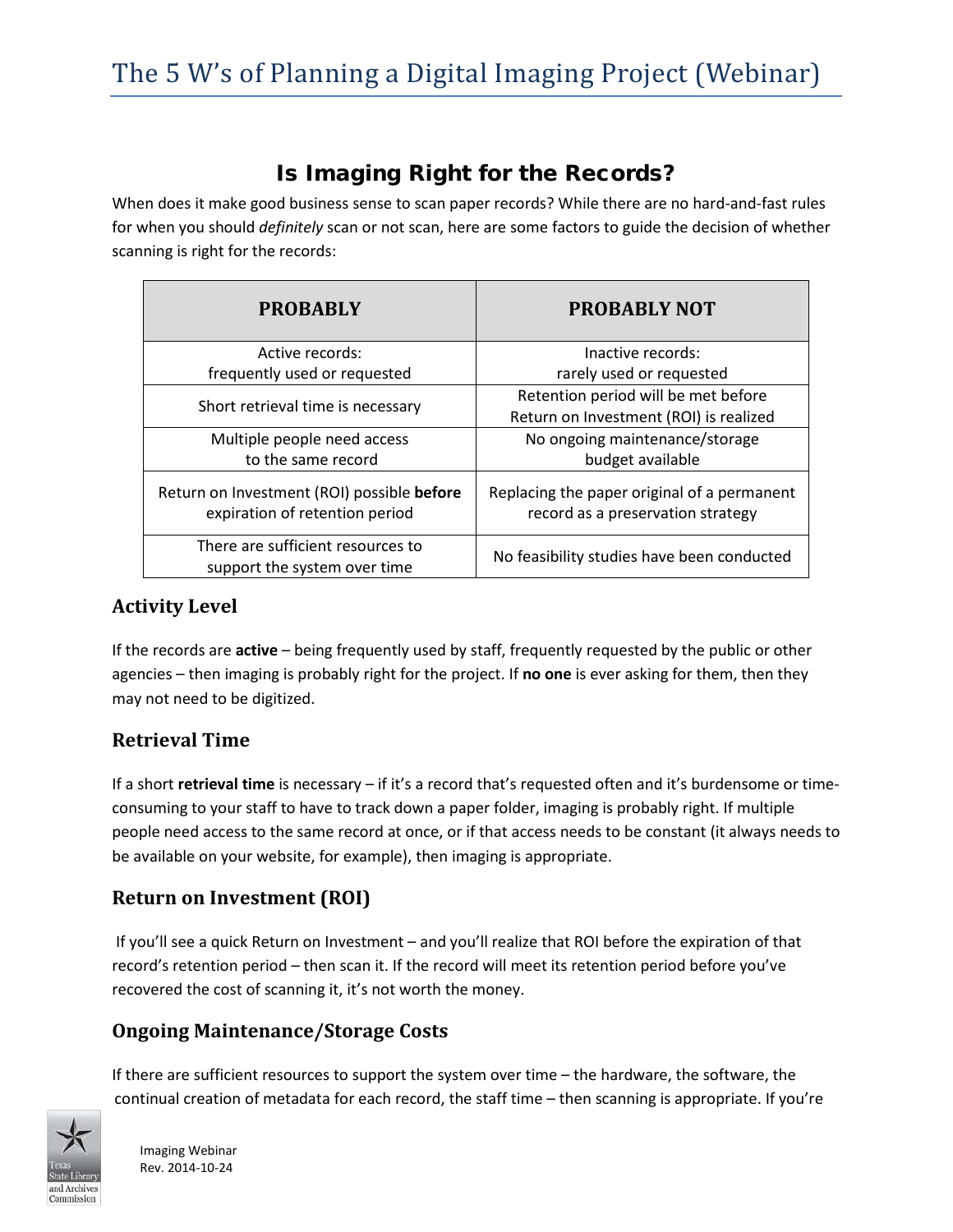# The 5 W's of Planning a Digital Imaging Project (Webinar)

## Is Imaging Right for the Records?

When does it make good business sense to scan paper records? While there are no hard-and-fast rules for when you should *definitely* scan or not scan, here are some factors to guide the decision of whether scanning is right for the records:

| PROBABLY | PROBABLY NOT |
|---|---|
| Active records: frequently used or requested | Inactive records: rarely used or requested |
| Short retrieval time is necessary | Retention period will be met before Return on Investment (ROI) is realized |
| Multiple people need access to the same record | No ongoing maintenance/storage budget available |
| Return on Investment (ROI) possible **before** expiration of retention period | Replacing the paper original of a permanent record as a preservation strategy |
| There are sufficient resources to support the system over time | No feasibility studies have been conducted |

### Activity Level

If the records are **active** – being frequently used by staff, frequently requested by the public or other agencies – then imaging is probably right for the project. If **no one** is ever asking for them, then they may not need to be digitized.

### Retrieval Time

If a short **retrieval time** is necessary – if it's a record that's requested often and it's burdensome or time-consuming to your staff to have to track down a paper folder, imaging is probably right. If multiple people need access to the same record at once, or if that access needs to be constant (it always needs to be available on your website, for example), then imaging is appropriate.

### Return on Investment (ROI)

If you'll see a quick Return on Investment – and you'll realize that ROI before the expiration of that record's retention period – then scan it. If the record will meet its retention period before you've recovered the cost of scanning it, it's not worth the money.

### Ongoing Maintenance/Storage Costs

If there are sufficient resources to support the system over time – the hardware, the software, the continual creation of metadata for each record, the staff time – then scanning is appropriate. If you're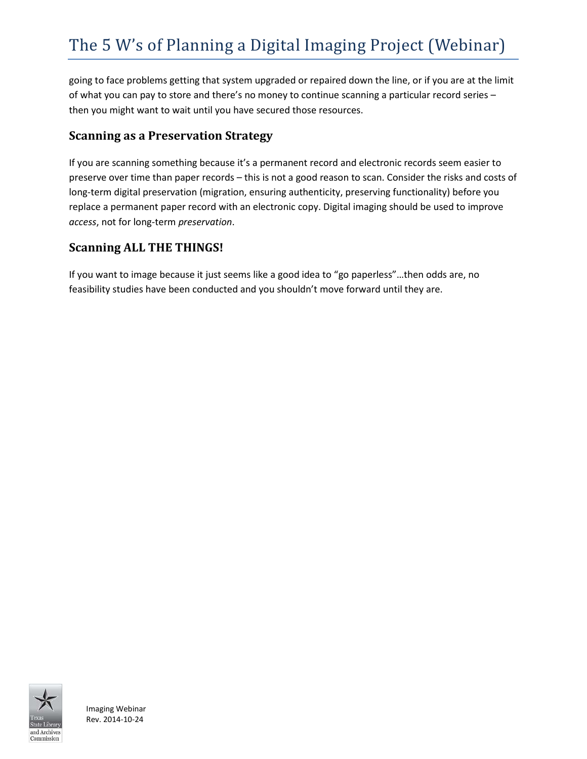going to face problems getting that system upgraded or repaired down the line, or if you are at the limit of what you can pay to store and there's no money to continue scanning a particular record series – then you might want to wait until you have secured those resources.

## Scanning as a Preservation Strategy

If you are scanning something because it's a permanent record and electronic records seem easier to preserve over time than paper records – this is not a good reason to scan. Consider the risks and costs of long-term digital preservation (migration, ensuring authenticity, preserving functionality) before you replace a permanent paper record with an electronic copy. Digital imaging should be used to improve *access*, not for long-term *preservation*.

## Scanning ALL THE THINGS!

If you want to image because it just seems like a good idea to "go paperless"…then odds are, no feasibility studies have been conducted and you shouldn't move forward until they are.